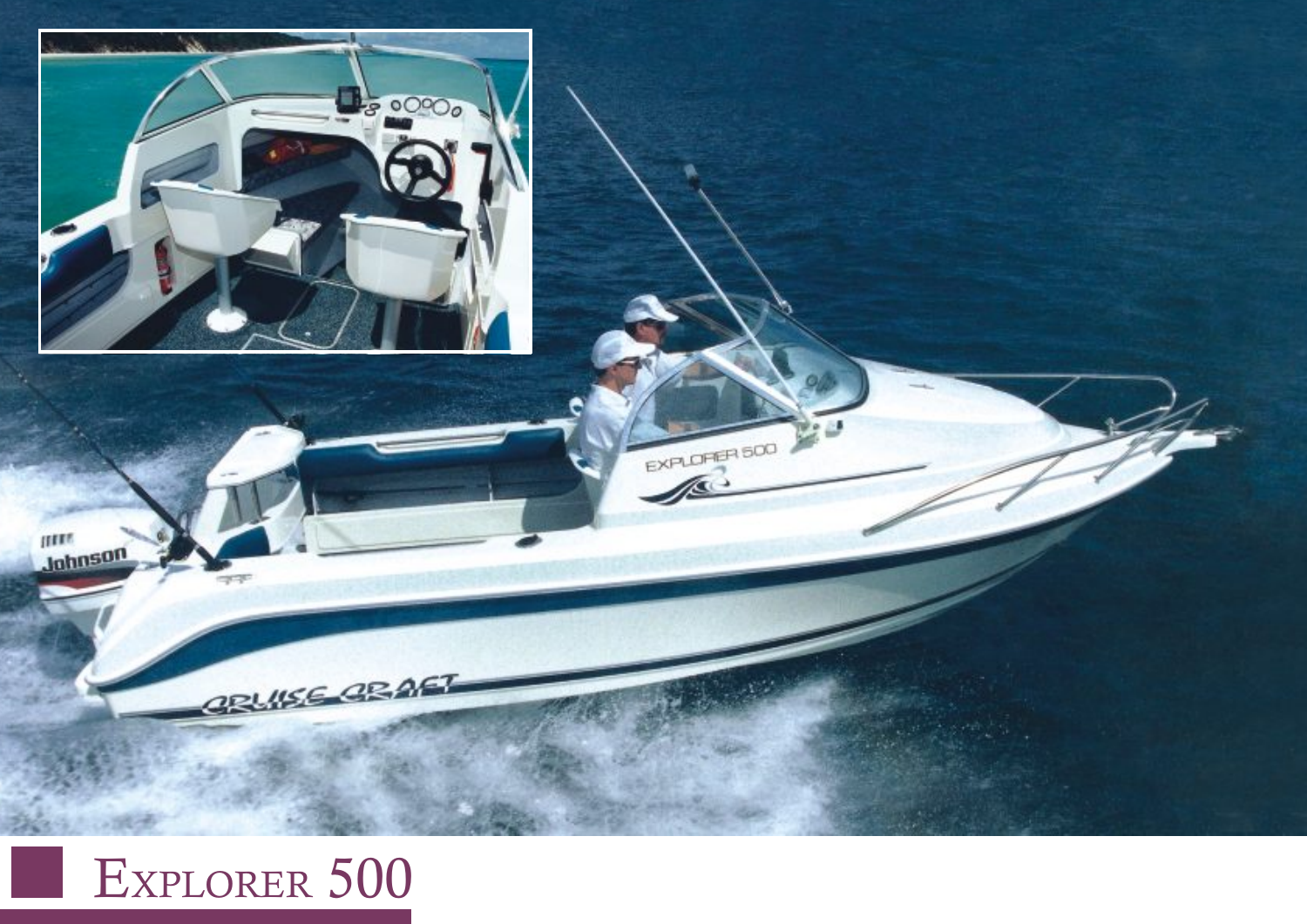# Explorer 500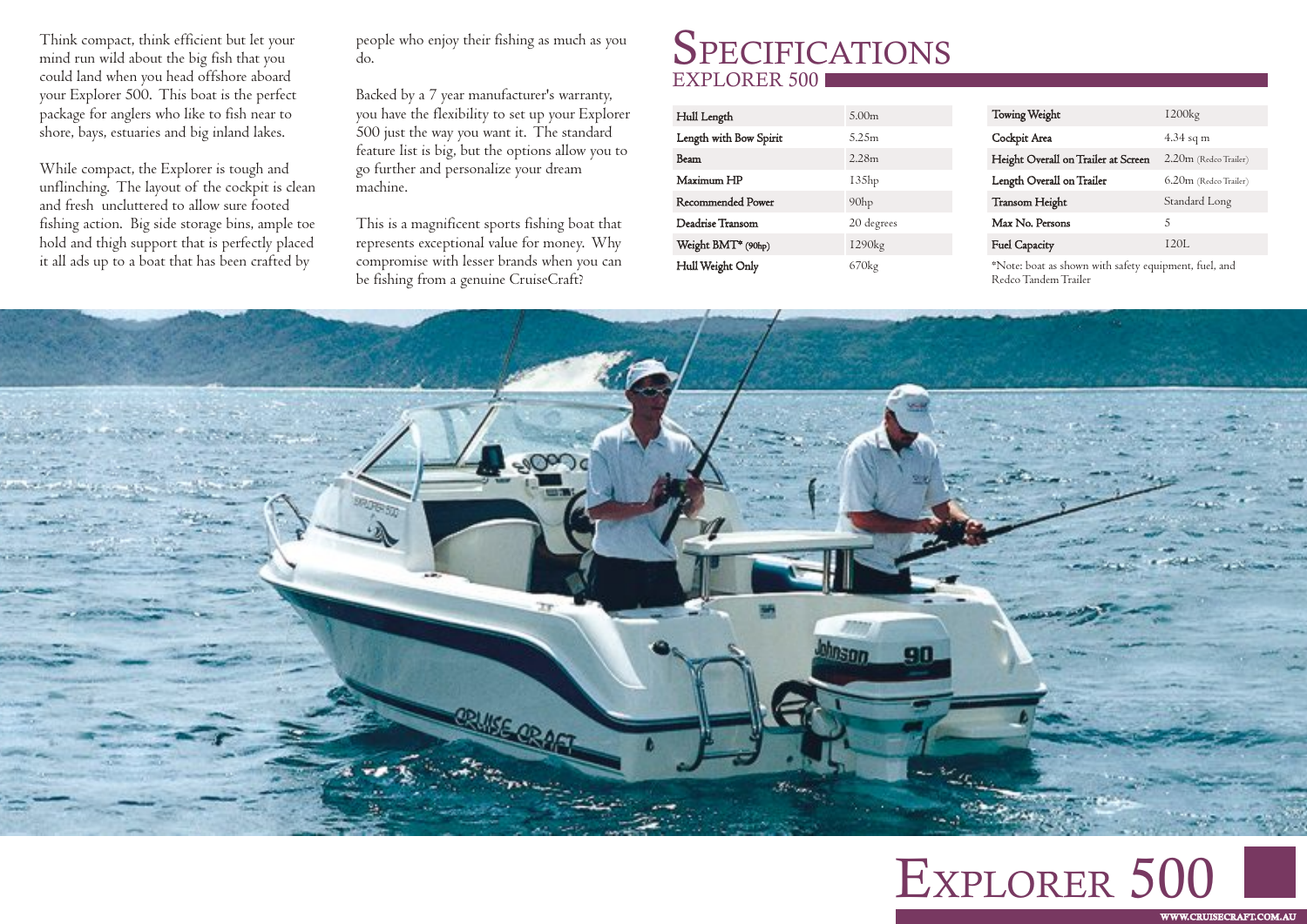Think compact, think efficient but let your mind run wild about the big fish that you could land when you head offshore aboard your Explorer 500. This boat is the perfect package for anglers who like to fish near to shore, bays, estuaries and big inland lakes.

While compact, the Explorer is tough and unflinching. The layout of the cockpit is clean and fresh uncluttered to allow sure footed fishing action. Big side storage bins, ample toe hold and thigh support that is perfectly placed it all ads up to a boat that has been crafted by people who enjoy their fishing as much as you do.

Backed by a 7 year manufacturer's warranty, you have the flexibility to set up your Explorer 500 just the way you want it. The standard feature list is big, but the options allow you to go further and personalize your dream machine.

This is a magnificent sports fishing boat that represents exceptional value for money. Why compromise with lesser brands when you can be fishing from a genuine CruiseCraft?

# Specifications

## EXPLORER 500

| | |
|---|---|
| Hull Length | 5.00m |
| Length with Bow Spirit | 5.25m |
| Beam | 2.28m |
| Maximum HP | 135hp |
| Recommended Power | 90hp |
| Deadrise Transom | 20 degrees |
| Weight BMT* (90hp) | 1290kg |
| Hull Weight Only | 670kg |

| | |
|---|---|
| Towing Weight | 1200kg |
| Cockpit Area | 4.34 sq m |
| Height Overall on Trailer at Screen | 2.20m (Redco Trailer) |
| Length Overall on Trailer | 6.20m (Redco Trailer) |
| Transom Height | Standard Long |
| Max No. Persons | 5 |
| Fuel Capacity | 120L |

*Note: boat as shown with safety equipment, fuel, and Redco Tandem Trailer

# Explorer 500

WWW.CRUISECRAFT.COM.AU